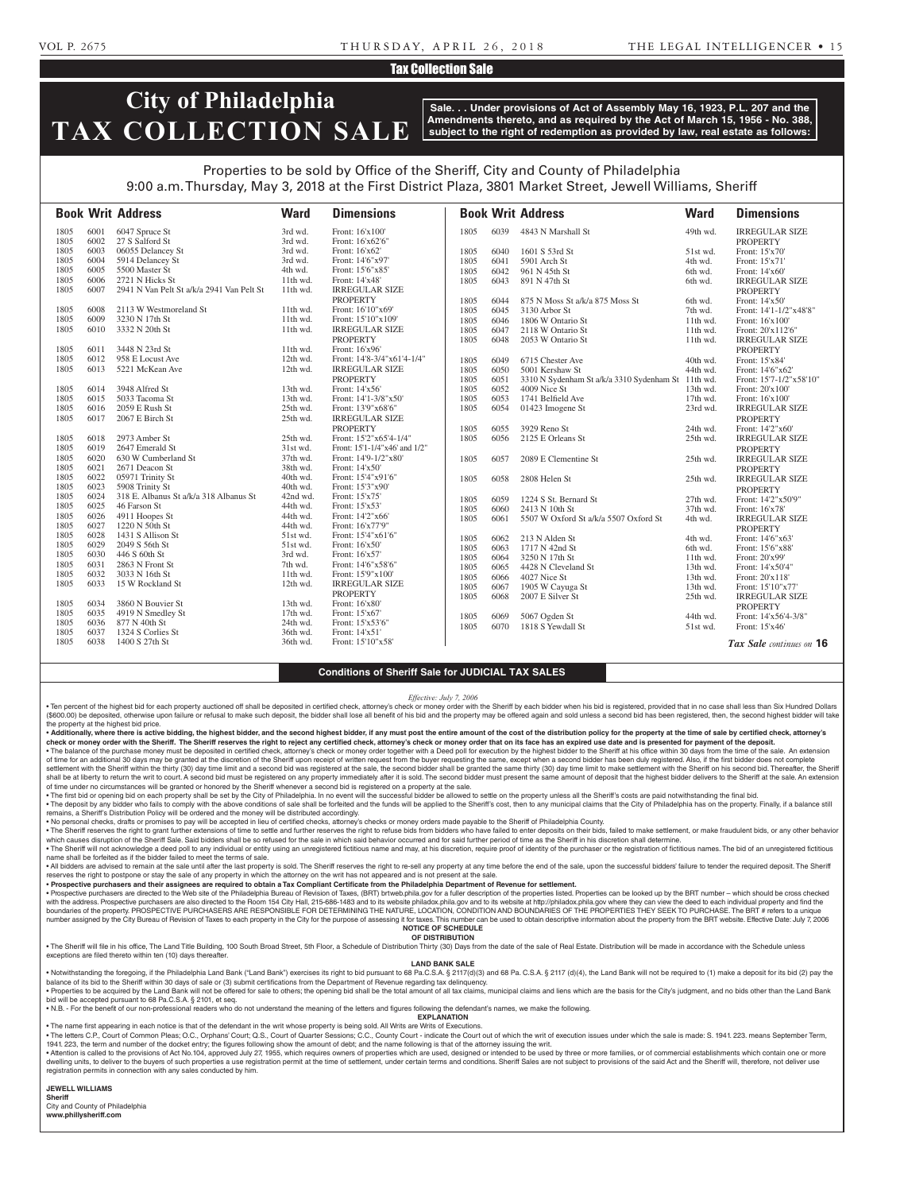## Tax Collection Sale

# City of Philadelphia TAX COLLECTION SALE

**Sale. . . Under provisions of Act of Assembly May 16, 1923, P.L. 207 and the Amendments thereto, and as required by the Act of March 15, 1956 - No. 388, subject to the right of redemption as provided by law, real estate as follows:**

Properties to be sold by Office of the Sheriff, City and County of Philadelphia
9:00 a.m. Thursday, May 3, 2018 at the First District Plaza, 3801 Market Street, Jewell Williams, Sheriff

| Book | Writ | Address | Ward | Dimensions |
|---|---|---|---|---|
| 1805 | 6001 | 6047 Spruce St | 3rd wd. | Front: 16'x100' |
| 1805 | 6002 | 27 S Salford St | 3rd wd. | Front: 16'x62'6" |
| 1805 | 6003 | 06055 Delancey St | 3rd wd. | Front: 16'x62' |
| 1805 | 6004 | 5914 Delancey St | 3rd wd. | Front: 14'6"x97' |
| 1805 | 6005 | 5500 Master St | 4th wd. | Front: 15'6"x85' |
| 1805 | 6006 | 2721 N Hicks St | 11th wd. | Front: 14'x48' |
| 1805 | 6007 | 2941 N Van Pelt St a/k/a 2941 Van Pelt St | 11th wd. | IRREGULAR SIZE PROPERTY |
| 1805 | 6008 | 2113 W Westmoreland St | 11th wd. | Front: 16'10"x69' |
| 1805 | 6009 | 3230 N 17th St | 11th wd. | Front: 15'10"x109' |
| 1805 | 6010 | 3332 N 20th St | 11th wd. | IRREGULAR SIZE PROPERTY |
| 1805 | 6011 | 3448 N 23rd St | 11th wd. | Front: 16'x96' |
| 1805 | 6012 | 958 E Locust Ave | 12th wd. | Front: 14'8-3/4"x61'4-1/4" |
| 1805 | 6013 | 5221 McKean Ave | 12th wd. | IRREGULAR SIZE PROPERTY |
| 1805 | 6014 | 3948 Alfred St | 13th wd. | Front: 14'x56' |
| 1805 | 6015 | 5033 Tacoma St | 13th wd. | Front: 14'1-3/8"x50' |
| 1805 | 6016 | 2059 E Rush St | 25th wd. | Front: 13'9"x68'6" |
| 1805 | 6017 | 2067 E Birch St | 25th wd. | IRREGULAR SIZE PROPERTY |
| 1805 | 6018 | 2973 Amber St | 25th wd. | Front: 15'2"x65'4-1/4" |
| 1805 | 6019 | 2647 Emerald St | 31st wd. | Front: 15'1-1/4"x46' and 1/2" |
| 1805 | 6020 | 630 W Cumberland St | 37th wd. | Front: 14'9-1/2"x80' |
| 1805 | 6021 | 2671 Deacon St | 38th wd. | Front: 14'x50' |
| 1805 | 6022 | 05971 Trinity St | 40th wd. | Front: 15'4"x91'6" |
| 1805 | 6023 | 5908 Trinity St | 40th wd. | Front: 15'3"x90' |
| 1805 | 6024 | 318 E. Albanus St a/k/a 318 Albanus St | 42nd wd. | Front: 15'x75' |
| 1805 | 6025 | 46 Farson St | 44th wd. | Front: 15'x53' |
| 1805 | 6026 | 4911 Hoopes St | 44th wd. | Front: 14'2"x66' |
| 1805 | 6027 | 1220 N 50th St | 44th wd. | Front: 16'x77'9" |
| 1805 | 6028 | 1431 S Allison St | 51st wd. | Front: 15'4"x61'6" |
| 1805 | 6029 | 2049 S 56th St | 51st wd. | Front: 16'x50' |
| 1805 | 6030 | 446 S 60th St | 3rd wd. | Front: 16'x57' |
| 1805 | 6031 | 2863 N Front St | 7th wd. | Front: 14'6"x58'6" |
| 1805 | 6032 | 3033 N 16th St | 11th wd. | Front: 15'9"x100' |
| 1805 | 6033 | 15 W Rockland St | 12th wd. | IRREGULAR SIZE PROPERTY |
| 1805 | 6034 | 3860 N Bouvier St | 13th wd. | Front: 16'x80' |
| 1805 | 6035 | 4919 N Smedley St | 17th wd. | Front: 15'x67' |
| 1805 | 6036 | 877 N 40th St | 24th wd. | Front: 15'x53'6" |
| 1805 | 6037 | 1324 S Corlies St | 36th wd. | Front: 14'x51' |
| 1805 | 6038 | 1400 S 27th St | 36th wd. | Front: 15'10"x58' |
| 1805 | 6039 | 4843 N Marshall St | 49th wd. | IRREGULAR SIZE PROPERTY |
| 1805 | 6040 | 1601 S 53rd St | 51st wd. | Front: 15'x70' |
| 1805 | 6041 | 5901 Arch St | 4th wd. | Front: 15'x71' |
| 1805 | 6042 | 961 N 45th St | 6th wd. | Front: 14'x60' |
| 1805 | 6043 | 891 N 47th St | 6th wd. | IRREGULAR SIZE PROPERTY |
| 1805 | 6044 | 875 N Moss St a/k/a 875 Moss St | 6th wd. | Front: 14'x50' |
| 1805 | 6045 | 3130 Arbor St | 7th wd. | Front: 14'1-1/2"x48'8" |
| 1805 | 6046 | 1806 W Ontario St | 11th wd. | Front: 16'x100' |
| 1805 | 6047 | 2118 W Ontario St | 11th wd. | Front: 20'x112'6" |
| 1805 | 6048 | 2053 W Ontario St | 11th wd. | IRREGULAR SIZE PROPERTY |
| 1805 | 6049 | 6715 Chester Ave | 40th wd. | Front: 15'x84' |
| 1805 | 6050 | 5001 Kershaw St | 44th wd. | Front: 14'6"x62' |
| 1805 | 6051 | 3310 N Sydenham St a/k/a 3310 Sydenham St | 11th wd. | Front: 15'7-1/2"x58'10" |
| 1805 | 6052 | 4009 Nice St | 13th wd. | Front: 20'x100' |
| 1805 | 6053 | 1741 Belfield Ave | 17th wd. | Front: 16'x100' |
| 1805 | 6054 | 01423 Imogene St | 23rd wd. | IRREGULAR SIZE PROPERTY |
| 1805 | 6055 | 3929 Reno St | 24th wd. | Front: 14'2"x60' |
| 1805 | 6056 | 2125 E Orleans St | 25th wd. | IRREGULAR SIZE PROPERTY |
| 1805 | 6057 | 2089 E Clementine St | 25th wd. | IRREGULAR SIZE PROPERTY |
| 1805 | 6058 | 2808 Helen St | 25th wd. | IRREGULAR SIZE PROPERTY |
| 1805 | 6059 | 1224 S St. Bernard St | 27th wd. | Front: 14'2"x50'9" |
| 1805 | 6060 | 2413 N 10th St | 37th wd. | Front: 16'x78' |
| 1805 | 6061 | 5507 W Oxford St a/k/a 5507 Oxford St | 4th wd. | IRREGULAR SIZE PROPERTY |
| 1805 | 6062 | 213 N Alden St | 4th wd. | Front: 14'6"x63' |
| 1805 | 6063 | 1717 N 42nd St | 6th wd. | Front: 15'6"x88' |
| 1805 | 6064 | 3250 N 17th St | 11th wd. | Front: 20'x99' |
| 1805 | 6065 | 4428 N Cleveland St | 13th wd. | Front: 14'x50'4" |
| 1805 | 6066 | 4027 Nice St | 13th wd. | Front: 20'x118' |
| 1805 | 6067 | 1905 W Cayuga St | 13th wd. | Front: 15'10"x77' |
| 1805 | 6068 | 2007 E Silver St | 25th wd. | IRREGULAR SIZE PROPERTY |
| 1805 | 6069 | 5067 Ogden St | 44th wd. | Front: 14'x56'4-3/8" |
| 1805 | 6070 | 1818 S Yewdall St | 51st wd. | Front: 15'x46' |

*Tax Sale continues on* **16**

### Conditions of Sheriff Sale for JUDICIAL TAX SALES

*Effective: July 7, 2006*

• Ten percent of the highest bid for each property auctioned off shall be deposited in certified check, attorney's check or money order with the Sheriff by each bidder when his bid is registered, provided that in no case shall less than Six Hundred Dollars ($600.00) be deposited, otherwise upon failure or refusal to make such deposit, the bidder shall lose all benefit of his bid and the property may be offered again and sold unless a second bid has been registered, then, the second highest bidder will take the property at the highest bid price.

**• Additionally, where there is active bidding, the highest bidder, and the second highest bidder, if any must post the entire amount of the cost of the distribution policy for the property at the time of sale by certified check, attorney's check or money order with the Sheriff. The Sheriff reserves the right to reject any certified check, attorney's check or money order that on its face has an expired use date and is presented for payment of the deposit.**

• The balance of the purchase money must be deposited in certified check, attorney's check or money order together with a Deed poll for execution by the highest bidder to the Sheriff at his office within 30 days from the time of the sale. An extension of time for an additional 30 days may be granted at the discretion of the Sheriff upon receipt of written request from the buyer requesting the same, except when a second bidder has been duly registered. Also, if the first bidder does not complete settlement with the Sheriff within the thirty (30) day time limit and a second bid was registered at the sale, the second bidder shall be granted the same thirty (30) day time limit to make settlement with the Sheriff on his second bid. Thereafter, the Sheriff shall be at liberty to return the writ to court. A second bid must be registered on any property immediately after it is sold. The second bidder must present the same amount of deposit that the highest bidder delivers to the Sheriff at the sale. An extension of time under no circumstances will be granted or honored by the Sheriff whenever a second bid is registered on a property at the sale.

• The first bid or opening bid on each property shall be set by the City of Philadelphia. In no event will the successful bidder be allowed to settle on the property unless all the Sheriff's costs are paid notwithstanding the final bid.

• The deposit by any bidder who fails to comply with the above conditions of sale shall be forfeited and the funds will be applied to the Sheriff's cost, then to any municipal claims that the City of Philadelphia has on the property. Finally, if a balance still remains, a Sheriff's Distribution Policy will be ordered and the money will be distributed accordingly.

• No personal checks, drafts or promises to pay will be accepted in lieu of certified checks, attorney's checks or money orders made payable to the Sheriff of Philadelphia County.

• The Sheriff reserves the right to grant further extensions of time to settle and further reserves the right to refuse bids from bidders who have failed to enter deposits on their bids, failed to make settlement, or make fraudulent bids, or any other behavior which causes disruption of the Sheriff Sale. Said bidders shall be so refused for the sale in which said behavior occurred and for said further period of time as the Sheriff in his discretion shall determine.

• The Sheriff will not acknowledge a deed poll to any individual or entity using an unregistered fictitious name and may, at his discretion, require proof of identity of the purchaser or the registration of fictitious names. The bid of an unregistered fictitious name shall be forfeited as if the bidder failed to meet the terms of sale.

• All bidders are advised to remain at the sale until after the last property is sold. The Sheriff reserves the right to re-sell any property at any time before the end of the sale, upon the successful bidders' failure to tender the required deposit. The Sheriff reserves the right to postpone or stay the sale of any property in which the attorney on the writ has not appeared and is not present at the sale.

**• Prospective purchasers and their assignees are required to obtain a Tax Compliant Certificate from the Philadelphia Department of Revenue for settlement.**

• Prospective purchasers are directed to the Web site of the Philadelphia Bureau of Revision of Taxes, (BRT) brtweb.phila.gov for a fuller description of the properties listed. Properties can be looked up by the BRT number – which should be cross checked with the address. Prospective purchasers are also directed to the Room 154 City Hall, 215-686-1483 and to its website philadox.phila.gov and to its website at http://philadox.phila.gov where they can view the deed to each individual property and find the boundaries of the property. PROSPECTIVE PURCHASERS ARE RESPONSIBLE FOR DETERMINING THE NATURE, LOCATION, CONDITION AND BOUNDARIES OF THE PROPERTIES THEY SEEK TO PURCHASE. The BRT # refers to a unique number assigned by the City Bureau of Revision of Taxes to each property in the City for the purpose of assessing it for taxes. This number can be used to obtain descriptive information about the property from the BRT website. Effective Date: July 7, 2006

**NOTICE OF SCHEDULE OF DISTRIBUTION**

• The Sheriff will file in his office, The Land Title Building, 100 South Broad Street, 5th Floor, a Schedule of Distribution Thirty (30) Days from the date of the sale of Real Estate. Distribution will be made in accordance with the Schedule unless exceptions are filed thereto within ten (10) days thereafter.

**LAND BANK SALE**

• Notwithstanding the foregoing, if the Philadelphia Land Bank ("Land Bank") exercises its right to bid pursuant to 68 Pa.C.S.A. § 2117(d)(3) and 68 Pa. C.S.A. § 2117 (d)(4), the Land Bank will not be required to (1) make a deposit for its bid (2) pay the balance of its bid to the Sheriff within 30 days of sale or (3) submit certifications from the Department of Revenue regarding tax delinquency.

• Properties to be acquired by the Land Bank will not be offered for sale to others; the opening bid shall be the total amount of all tax claims, municipal claims and liens which are the basis for the City's judgment, and no bids other than the Land Bank bid will be accepted pursuant to 68 Pa.C.S.A. § 2101, et seq.

• N.B. - For the benefit of our non-professional readers who do not understand the meaning of the letters and figures following the defendant's names, we make the following.

**EXPLANATION**

• The name first appearing in each notice is that of the defendant in the writ whose property is being sold. All Writs are Writs of Executions.

• The letters C.P., Court of Common Pleas; O.C., Orphans' Court; Q.S., Court of Quarter Sessions; C.C., County Court - indicate the Court out of which the writ of execution issues under which the sale is made: S. 1941. 223. means September Term, 1941. 223, the term and number of the docket entry; the figures following show the amount of debt; and the name following is that of the attorney issuing the writ.

• Attention is called to the provisions of Act No.104, approved July 27, 1955, which requires owners of properties which are used, designed or intended to be used by three or more families, or of commercial establishments which contain one or more dwelling units, to deliver to the buyers of such properties a use registration permit at the time of settlement, under certain terms and conditions. Sheriff Sales are not subject to provisions of the said Act and the Sheriff will, therefore, not deliver use registration permits in connection with any sales conducted by him.

**JEWELL WILLIAMS**
**Sheriff**
City and County of Philadelphia
**www.phillysheriff.com**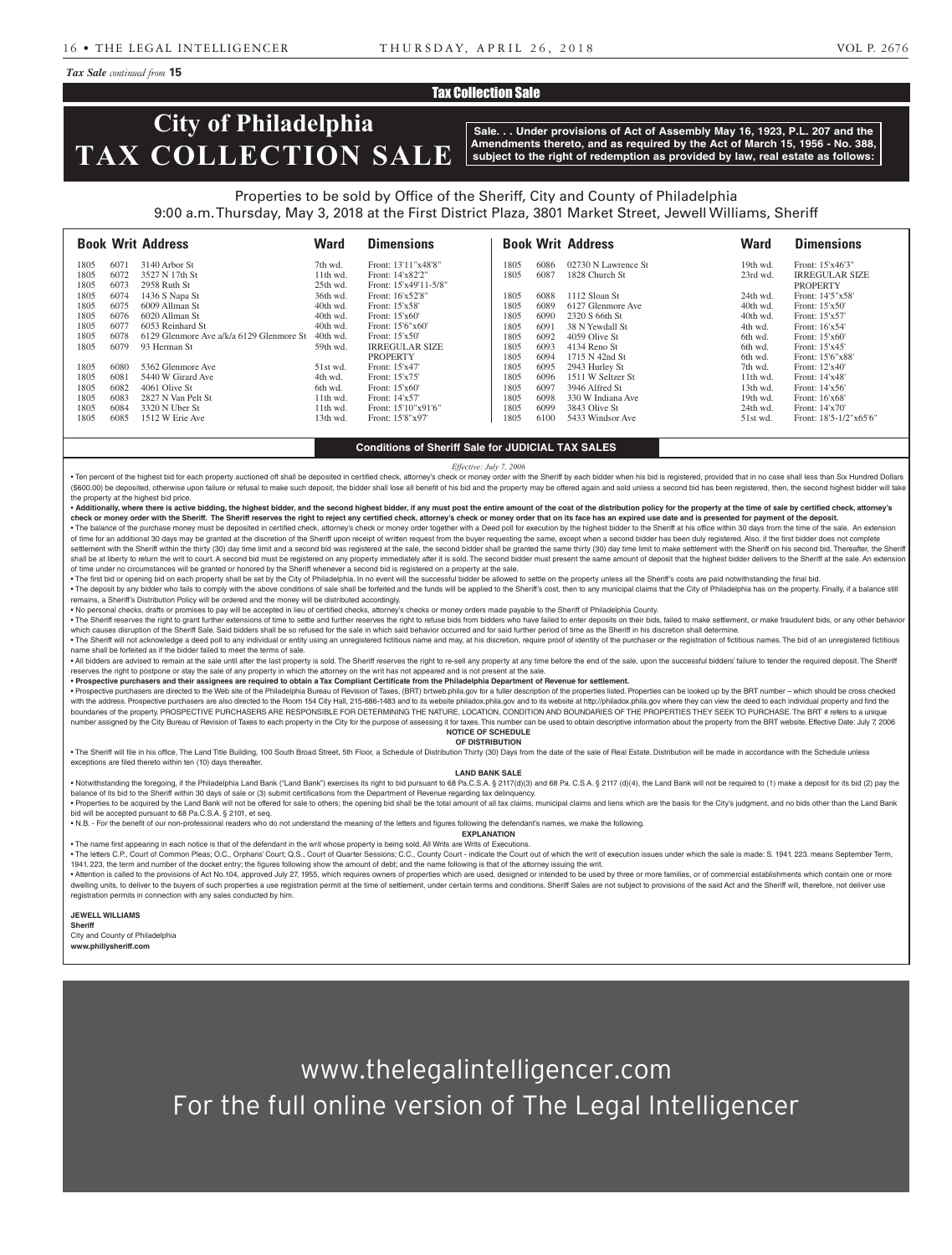*Tax Sale continued from* **15**

## Tax Collection Sale

# City of Philadelphia TAX COLLECTION SALE

**Sale. . . Under provisions of Act of Assembly May 16, 1923, P.L. 207 and the Amendments thereto, and as required by the Act of March 15, 1956 - No. 388, subject to the right of redemption as provided by law, real estate as follows:**

Properties to be sold by Office of the Sheriff, City and County of Philadelphia
9:00 a.m. Thursday, May 3, 2018 at the First District Plaza, 3801 Market Street, Jewell Williams, Sheriff

| Book | Writ | Address | Ward | Dimensions |
|---|---|---|---|---|
| 1805 | 6071 | 3140 Arbor St | 7th wd. | Front: 13'11"x48'8" |
| 1805 | 6072 | 3527 N 17th St | 11th wd. | Front: 14'x82'2" |
| 1805 | 6073 | 2958 Ruth St | 25th wd. | Front: 15'x49'11-5/8" |
| 1805 | 6074 | 1436 S Napa St | 36th wd. | Front: 16'x52'8" |
| 1805 | 6075 | 6009 Allman St | 40th wd. | Front: 15'x58' |
| 1805 | 6076 | 6020 Allman St | 40th wd. | Front: 15'x60' |
| 1805 | 6077 | 6053 Reinhard St | 40th wd. | Front: 15'6"x60' |
| 1805 | 6078 | 6129 Glenmore Ave a/k/a 6129 Glenmore St | 40th wd. | Front: 15'x50' |
| 1805 | 6079 | 93 Herman St | 59th wd. | IRREGULAR SIZE PROPERTY |
| 1805 | 6080 | 5362 Glenmore Ave | 51st wd. | Front: 15'x47' |
| 1805 | 6081 | 5440 W Girard Ave | 4th wd. | Front: 15'x75' |
| 1805 | 6082 | 4061 Olive St | 6th wd. | Front: 15'x60' |
| 1805 | 6083 | 2827 N Van Pelt St | 11th wd. | Front: 14'x57' |
| 1805 | 6084 | 3320 N Uber St | 11th wd. | Front: 15'10"x91'6" |
| 1805 | 6085 | 1512 W Erie Ave | 13th wd. | Front: 15'8"x97' |
| 1805 | 6086 | 02730 N Lawrence St | 19th wd. | Front: 15'x46'3" |
| 1805 | 6087 | 1828 Church St | 23rd wd. | IRREGULAR SIZE PROPERTY |
| 1805 | 6088 | 1112 Sloan St | 24th wd. | Front: 14'5"x58' |
| 1805 | 6089 | 6127 Glenmore Ave | 40th wd. | Front: 15'x50' |
| 1805 | 6090 | 2320 S 66th St | 40th wd. | Front: 15'x57' |
| 1805 | 6091 | 38 N Yewdall St | 4th wd. | Front: 16'x54' |
| 1805 | 6092 | 4059 Olive St | 6th wd. | Front: 15'x60' |
| 1805 | 6093 | 4134 Reno St | 6th wd. | Front: 15'x45' |
| 1805 | 6094 | 1715 N 42nd St | 6th wd. | Front: 15'6"x88' |
| 1805 | 6095 | 2943 Hurley St | 7th wd. | Front: 12'x40' |
| 1805 | 6096 | 1511 W Seltzer St | 11th wd. | Front: 14'x48' |
| 1805 | 6097 | 3946 Alfred St | 13th wd. | Front: 14'x56' |
| 1805 | 6098 | 330 W Indiana Ave | 19th wd. | Front: 16'x68' |
| 1805 | 6099 | 3843 Olive St | 24th wd. | Front: 14'x70' |
| 1805 | 6100 | 5433 Windsor Ave | 51st wd. | Front: 18'5-1/2"x65'6" |

### Conditions of Sheriff Sale for JUDICIAL TAX SALES

*Effective: July 7, 2006*

• Ten percent of the highest bid for each property auctioned off shall be deposited in certified check, attorney's check or money order with the Sheriff by each bidder when his bid is registered, provided that in no case shall less than Six Hundred Dollars ($600.00) be deposited, otherwise upon failure or refusal to make such deposit, the bidder shall lose all benefit of his bid and the property may be offered again and sold unless a second bid has been registered, then, the second highest bidder will take the property at the highest bid price.

**• Additionally, where there is active bidding, the highest bidder, and the second highest bidder, if any must post the entire amount of the cost of the distribution policy for the property at the time of sale by certified check, attorney's check or money order with the Sheriff. The Sheriff reserves the right to reject any certified check, attorney's check or money order that on its face has an expired use date and is presented for payment of the deposit.**

• The balance of the purchase money must be deposited in certified check, attorney's check or money order together with a Deed poll for execution by the highest bidder to the Sheriff at his office within 30 days from the time of the sale. An extension of time for an additional 30 days may be granted at the discretion of the Sheriff upon receipt of written request from the buyer requesting the same, except when a second bidder has been duly registered. Also, if the first bidder does not complete settlement with the Sheriff within the thirty (30) day time limit and a second bid was registered at the sale, the second bidder shall be granted the same thirty (30) day time limit to make settlement with the Sheriff on his second bid. Thereafter, the Sheriff shall be at liberty to return the writ to court. A second bid must be registered on any property immediately after it is sold. The second bidder must present the same amount of deposit that the highest bidder delivers to the Sheriff at the sale. An extension of time under no circumstances will be granted or honored by the Sheriff whenever a second bid is registered on a property at the sale.

• The first bid or opening bid on each property shall be set by the City of Philadelphia. In no event will the successful bidder be allowed to settle on the property unless all the Sheriff's costs are paid notwithstanding the final bid.

• The deposit by any bidder who fails to comply with the above conditions of sale shall be forfeited and the funds will be applied to the Sheriff's cost, then to any municipal claims that the City of Philadelphia has on the property. Finally, if a balance still remains, a Sheriff's Distribution Policy will be ordered and the money will be distributed accordingly.

• No personal checks, drafts or promises to pay will be accepted in lieu of certified checks, attorney's checks or money orders made payable to the Sheriff of Philadelphia County.

• The Sheriff reserves the right to grant further extensions of time to settle and further reserves the right to refuse bids from bidders who have failed to enter deposits on their bids, failed to make settlement, or make fraudulent bids, or any other behavior which causes disruption of the Sheriff Sale. Said bidders shall be so refused for the sale in which said behavior occurred and for said further period of time as the Sheriff in his discretion shall determine.

• The Sheriff will not acknowledge a deed poll to any individual or entity using an unregistered fictitious name and may, at his discretion, require proof of identity of the purchaser or the registration of fictitious names. The bid of an unregistered fictitious name shall be forfeited as if the bidder failed to meet the terms of sale.

• All bidders are advised to remain at the sale until after the last property is sold. The Sheriff reserves the right to re-sell any property at any time before the end of the sale, upon the successful bidders' failure to tender the required deposit. The Sheriff reserves the right to postpone or stay the sale of any property in which the attorney on the writ has not appeared and is not present at the sale.

**• Prospective purchasers and their assignees are required to obtain a Tax Compliant Certificate from the Philadelphia Department of Revenue for settlement.**

• Prospective purchasers are directed to the Web site of the Philadelphia Bureau of Revision of Taxes, (BRT) brtweb.phila.gov for a fuller description of the properties listed. Properties can be looked up by the BRT number – which should be cross checked with the address. Prospective purchasers are also directed to the Room 154 City Hall, 215-686-1483 and to its website philadox.phila.gov and to its website at http://philadox.phila.gov where they can view the deed to each individual property and find the boundaries of the property. PROSPECTIVE PURCHASERS ARE RESPONSIBLE FOR DETERMINING THE NATURE, LOCATION, CONDITION AND BOUNDARIES OF THE PROPERTIES THEY SEEK TO PURCHASE. The BRT # refers to a unique number assigned by the City Bureau of Revision of Taxes to each property in the City for the purpose of assessing it for taxes. This number can be used to obtain descriptive information about the property from the BRT website. Effective Date: July 7, 2006

**NOTICE OF SCHEDULE OF DISTRIBUTION**

• The Sheriff will file in his office, The Land Title Building, 100 South Broad Street, 5th Floor, a Schedule of Distribution Thirty (30) Days from the date of the sale of Real Estate. Distribution will be made in accordance with the Schedule unless exceptions are filed thereto within ten (10) days thereafter.

**LAND BANK SALE**

• Notwithstanding the foregoing, if the Philadelphia Land Bank ("Land Bank") exercises its right to bid pursuant to 68 Pa.C.S.A. § 2117(d)(3) and 68 Pa. C.S.A. § 2117 (d)(4), the Land Bank will not be required to (1) make a deposit for its bid (2) pay the balance of its bid to the Sheriff within 30 days of sale or (3) submit certifications from the Department of Revenue regarding tax delinquency.

• Properties to be acquired by the Land Bank will not be offered for sale to others; the opening bid shall be the total amount of all tax claims, municipal claims and liens which are the basis for the City's judgment, and no bids other than the Land Bank bid will be accepted pursuant to 68 Pa.C.S.A. § 2101, et seq.

• N.B. - For the benefit of our non-professional readers who do not understand the meaning of the letters and figures following the defendant's names, we make the following.

**EXPLANATION**

• The name first appearing in each notice is that of the defendant in the writ whose property is being sold. All Writs are Writs of Executions.

• The letters C.P., Court of Common Pleas; O.C., Orphans' Court; Q.S., Court of Quarter Sessions; C.C., County Court - indicate the Court out of which the writ of execution issues under which the sale is made: S. 1941. 223. means September Term, 1941. 223, the term and number of the docket entry; the figures following show the amount of debt; and the name following is that of the attorney issuing the writ.

• Attention is called to the provisions of Act No.104, approved July 27, 1955, which requires owners of properties which are used, designed or intended to be used by three or more families, or of commercial establishments which contain one or more dwelling units, to deliver to the buyers of such properties a use registration permit at the time of settlement, under certain terms and conditions. Sheriff Sales are not subject to provisions of the said Act and the Sheriff will, therefore, not deliver use registration permits in connection with any sales conducted by him.

**JEWELL WILLIAMS**
**Sheriff**
City and County of Philadelphia
**www.phillysheriff.com**

www.thelegalintelligencer.com
For the full online version of The Legal Intelligencer